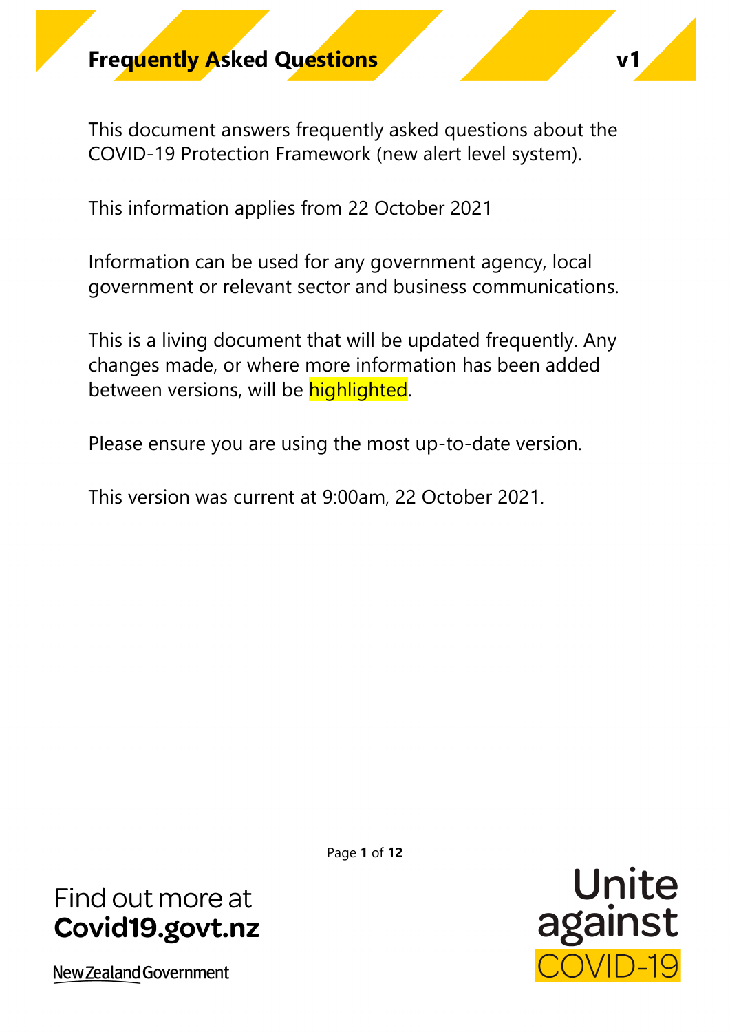# Frequently Asked Questions v1

This document answers frequently asked questions about the COVID-19 Protection Framework (new alert level system).

This information applies from 22 October 2021

Information can be used for any government agency, local government or relevant sector and business communications.

This is a living document that will be updated frequently. Any changes made, or where more information has been added between versions, will be highlighted.

Please ensure you are using the most up-to-date version.

This version was current at 9:00am, 22 October 2021.

Find out more at **Covid19.govt.nz**

New Zealand Government

Unite against COVID-19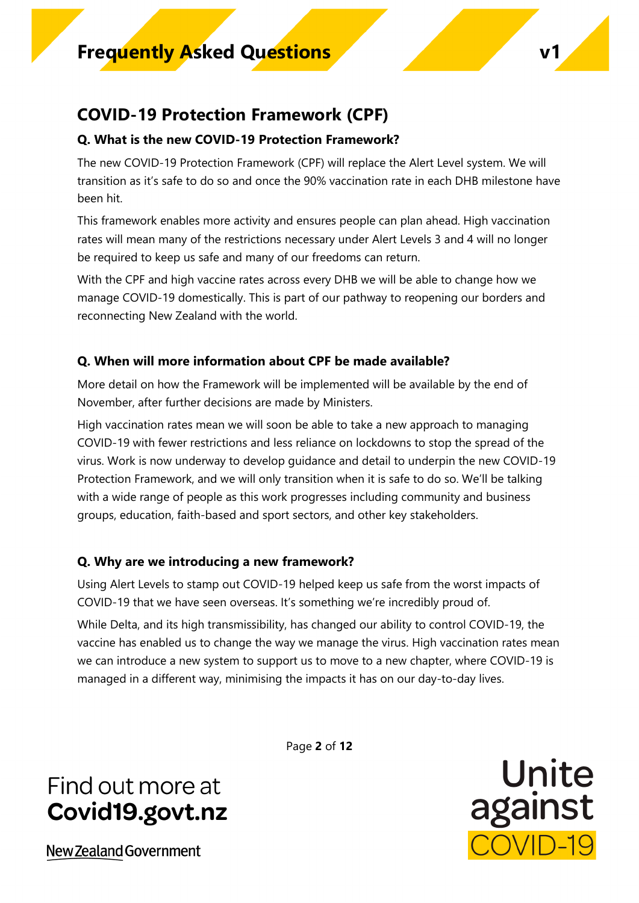## COVID-19 Protection Framework (CPF)

### Q. What is the new COVID-19 Protection Framework?

The new COVID-19 Protection Framework (CPF) will replace the Alert Level system. We will transition as it's safe to do so and once the 90% vaccination rate in each DHB milestone have been hit.

This framework enables more activity and ensures people can plan ahead. High vaccination rates will mean many of the restrictions necessary under Alert Levels 3 and 4 will no longer be required to keep us safe and many of our freedoms can return.

With the CPF and high vaccine rates across every DHB we will be able to change how we manage COVID-19 domestically. This is part of our pathway to reopening our borders and reconnecting New Zealand with the world.

### Q. When will more information about CPF be made available?

More detail on how the Framework will be implemented will be available by the end of November, after further decisions are made by Ministers.

High vaccination rates mean we will soon be able to take a new approach to managing COVID-19 with fewer restrictions and less reliance on lockdowns to stop the spread of the virus. Work is now underway to develop guidance and detail to underpin the new COVID-19 Protection Framework, and we will only transition when it is safe to do so. We'll be talking with a wide range of people as this work progresses including community and business groups, education, faith-based and sport sectors, and other key stakeholders.

### Q. Why are we introducing a new framework?

Using Alert Levels to stamp out COVID-19 helped keep us safe from the worst impacts of COVID-19 that we have seen overseas. It's something we're incredibly proud of.

While Delta, and its high transmissibility, has changed our ability to control COVID-19, the vaccine has enabled us to change the way we manage the virus. High vaccination rates mean we can introduce a new system to support us to move to a new chapter, where COVID-19 is managed in a different way, minimising the impacts it has on our day-to-day lives.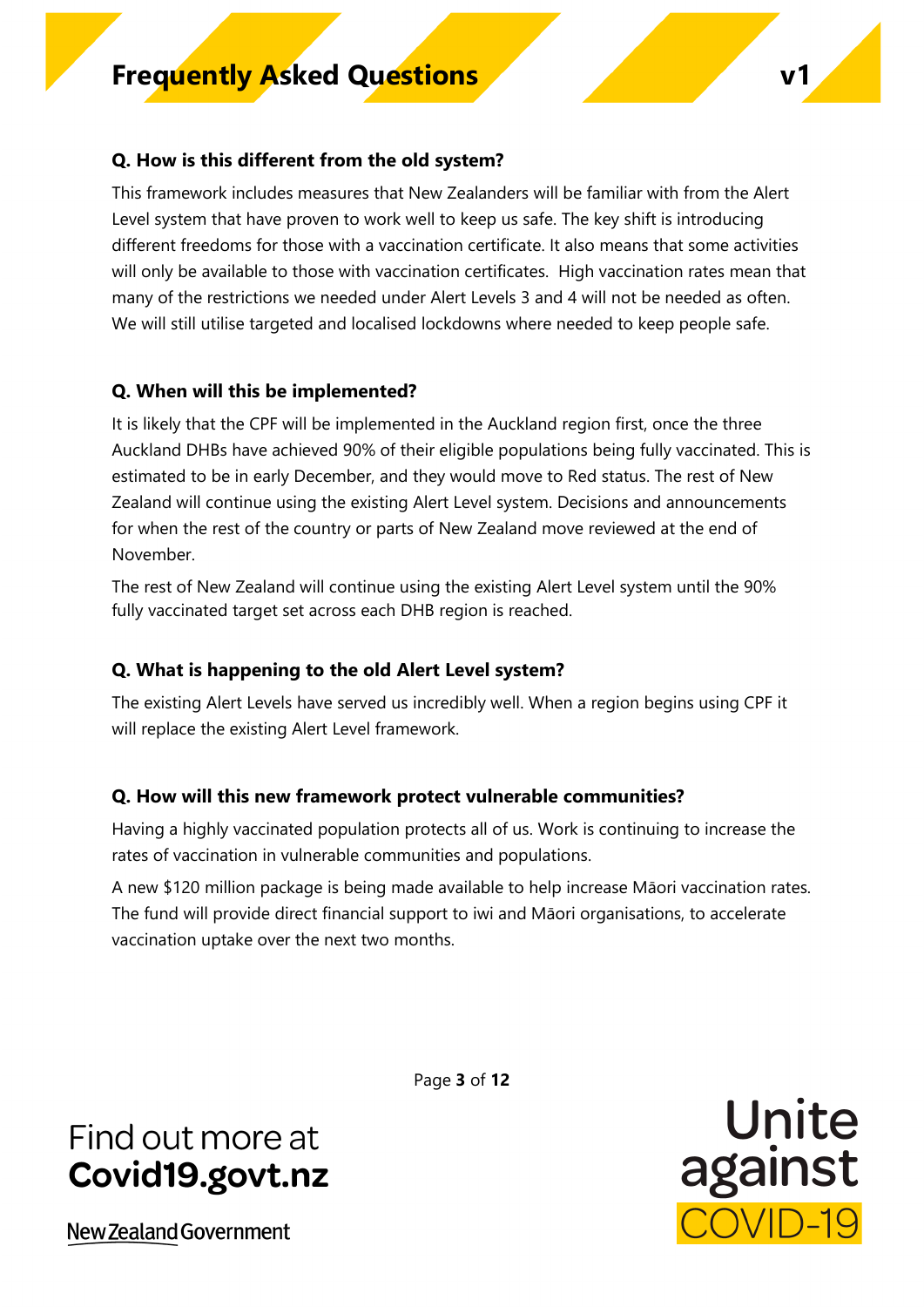### Q. How is this different from the old system?

This framework includes measures that New Zealanders will be familiar with from the Alert Level system that have proven to work well to keep us safe. The key shift is introducing different freedoms for those with a vaccination certificate. It also means that some activities will only be available to those with vaccination certificates. High vaccination rates mean that many of the restrictions we needed under Alert Levels 3 and 4 will not be needed as often. We will still utilise targeted and localised lockdowns where needed to keep people safe.

### Q. When will this be implemented?

It is likely that the CPF will be implemented in the Auckland region first, once the three Auckland DHBs have achieved 90% of their eligible populations being fully vaccinated. This is estimated to be in early December, and they would move to Red status. The rest of New Zealand will continue using the existing Alert Level system. Decisions and announcements for when the rest of the country or parts of New Zealand move reviewed at the end of November.

The rest of New Zealand will continue using the existing Alert Level system until the 90% fully vaccinated target set across each DHB region is reached.

### Q. What is happening to the old Alert Level system?

The existing Alert Levels have served us incredibly well. When a region begins using CPF it will replace the existing Alert Level framework.

### Q. How will this new framework protect vulnerable communities?

Having a highly vaccinated population protects all of us. Work is continuing to increase the rates of vaccination in vulnerable communities and populations.

A new $120 million package is being made available to help increase Māori vaccination rates. The fund will provide direct financial support to iwi and Māori organisations, to accelerate vaccination uptake over the next two months.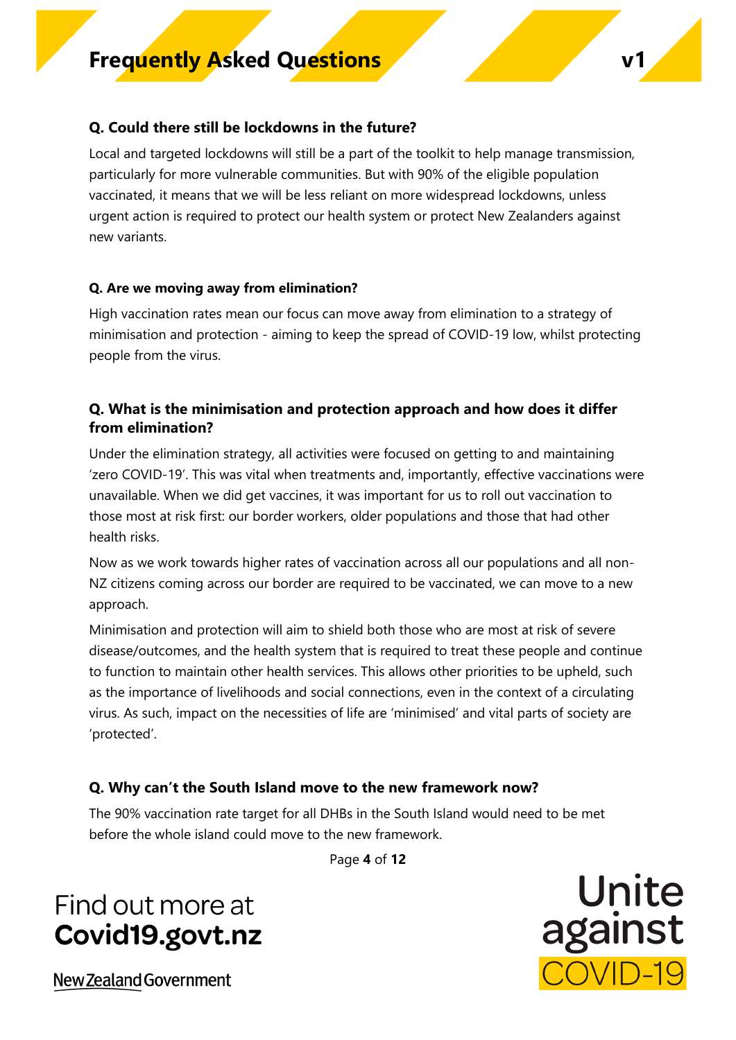### Q. Could there still be lockdowns in the future?

Local and targeted lockdowns will still be a part of the toolkit to help manage transmission, particularly for more vulnerable communities. But with 90% of the eligible population vaccinated, it means that we will be less reliant on more widespread lockdowns, unless urgent action is required to protect our health system or protect New Zealanders against new variants.

### Q. Are we moving away from elimination?

High vaccination rates mean our focus can move away from elimination to a strategy of minimisation and protection - aiming to keep the spread of COVID-19 low, whilst protecting people from the virus.

### Q. What is the minimisation and protection approach and how does it differ from elimination?

Under the elimination strategy, all activities were focused on getting to and maintaining 'zero COVID-19'. This was vital when treatments and, importantly, effective vaccinations were unavailable. When we did get vaccines, it was important for us to roll out vaccination to those most at risk first: our border workers, older populations and those that had other health risks.

Now as we work towards higher rates of vaccination across all our populations and all non-NZ citizens coming across our border are required to be vaccinated, we can move to a new approach.

Minimisation and protection will aim to shield both those who are most at risk of severe disease/outcomes, and the health system that is required to treat these people and continue to function to maintain other health services. This allows other priorities to be upheld, such as the importance of livelihoods and social connections, even in the context of a circulating virus. As such, impact on the necessities of life are 'minimised' and vital parts of society are 'protected'.

### Q. Why can't the South Island move to the new framework now?

The 90% vaccination rate target for all DHBs in the South Island would need to be met before the whole island could move to the new framework.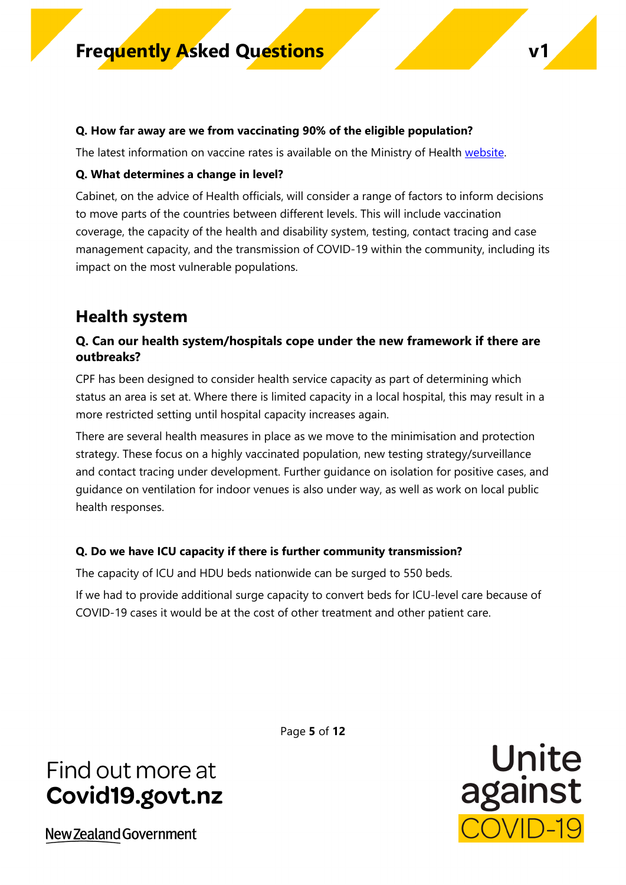**Q. How far away are we from vaccinating 90% of the eligible population?**

The latest information on vaccine rates is available on the Ministry of Health [website](website).

**Q. What determines a change in level?**

Cabinet, on the advice of Health officials, will consider a range of factors to inform decisions to move parts of the countries between different levels. This will include vaccination coverage, the capacity of the health and disability system, testing, contact tracing and case management capacity, and the transmission of COVID-19 within the community, including its impact on the most vulnerable populations.

## Health system

### Q. Can our health system/hospitals cope under the new framework if there are outbreaks?

CPF has been designed to consider health service capacity as part of determining which status an area is set at. Where there is limited capacity in a local hospital, this may result in a more restricted setting until hospital capacity increases again.

There are several health measures in place as we move to the minimisation and protection strategy. These focus on a highly vaccinated population, new testing strategy/surveillance and contact tracing under development. Further guidance on isolation for positive cases, and guidance on ventilation for indoor venues is also under way, as well as work on local public health responses.

**Q. Do we have ICU capacity if there is further community transmission?**

The capacity of ICU and HDU beds nationwide can be surged to 550 beds.

If we had to provide additional surge capacity to convert beds for ICU-level care because of COVID-19 cases it would be at the cost of other treatment and other patient care.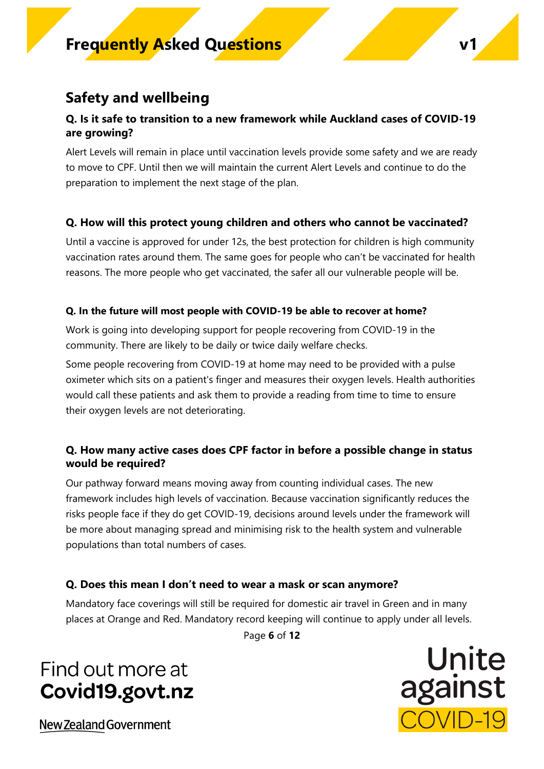## Safety and wellbeing

### Q. Is it safe to transition to a new framework while Auckland cases of COVID-19 are growing?

Alert Levels will remain in place until vaccination levels provide some safety and we are ready to move to CPF. Until then we will maintain the current Alert Levels and continue to do the preparation to implement the next stage of the plan.

### Q. How will this protect young children and others who cannot be vaccinated?

Until a vaccine is approved for under 12s, the best protection for children is high community vaccination rates around them. The same goes for people who can't be vaccinated for health reasons. The more people who get vaccinated, the safer all our vulnerable people will be.

### Q. In the future will most people with COVID-19 be able to recover at home?

Work is going into developing support for people recovering from COVID-19 in the community. There are likely to be daily or twice daily welfare checks.

Some people recovering from COVID-19 at home may need to be provided with a pulse oximeter which sits on a patient's finger and measures their oxygen levels. Health authorities would call these patients and ask them to provide a reading from time to time to ensure their oxygen levels are not deteriorating.

### Q. How many active cases does CPF factor in before a possible change in status would be required?

Our pathway forward means moving away from counting individual cases. The new framework includes high levels of vaccination. Because vaccination significantly reduces the risks people face if they do get COVID-19, decisions around levels under the framework will be more about managing spread and minimising risk to the health system and vulnerable populations than total numbers of cases.

### Q. Does this mean I don't need to wear a mask or scan anymore?

Mandatory face coverings will still be required for domestic air travel in Green and in many places at Orange and Red. Mandatory record keeping will continue to apply under all levels.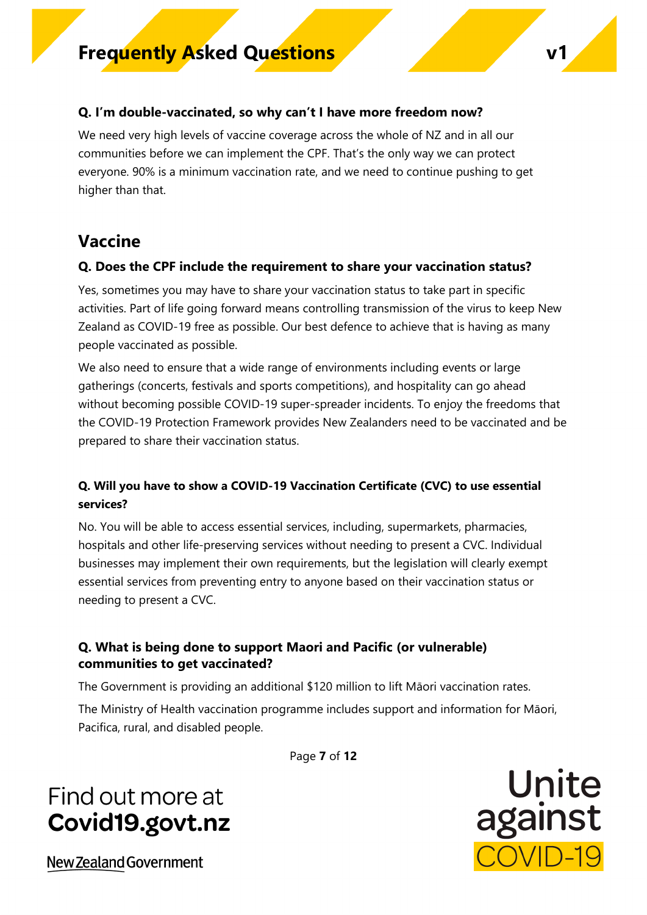**Q. I'm double-vaccinated, so why can't I have more freedom now?**

We need very high levels of vaccine coverage across the whole of NZ and in all our communities before we can implement the CPF. That's the only way we can protect everyone. 90% is a minimum vaccination rate, and we need to continue pushing to get higher than that.

## Vaccine

**Q. Does the CPF include the requirement to share your vaccination status?**

Yes, sometimes you may have to share your vaccination status to take part in specific activities. Part of life going forward means controlling transmission of the virus to keep New Zealand as COVID-19 free as possible. Our best defence to achieve that is having as many people vaccinated as possible.

We also need to ensure that a wide range of environments including events or large gatherings (concerts, festivals and sports competitions), and hospitality can go ahead without becoming possible COVID-19 super-spreader incidents. To enjoy the freedoms that the COVID-19 Protection Framework provides New Zealanders need to be vaccinated and be prepared to share their vaccination status.

**Q. Will you have to show a COVID-19 Vaccination Certificate (CVC) to use essential services?**

No. You will be able to access essential services, including, supermarkets, pharmacies, hospitals and other life-preserving services without needing to present a CVC. Individual businesses may implement their own requirements, but the legislation will clearly exempt essential services from preventing entry to anyone based on their vaccination status or needing to present a CVC.

**Q. What is being done to support Maori and Pacific (or vulnerable) communities to get vaccinated?**

The Government is providing an additional $120 million to lift Māori vaccination rates.

The Ministry of Health vaccination programme includes support and information for Māori, Pacifica, rural, and disabled people.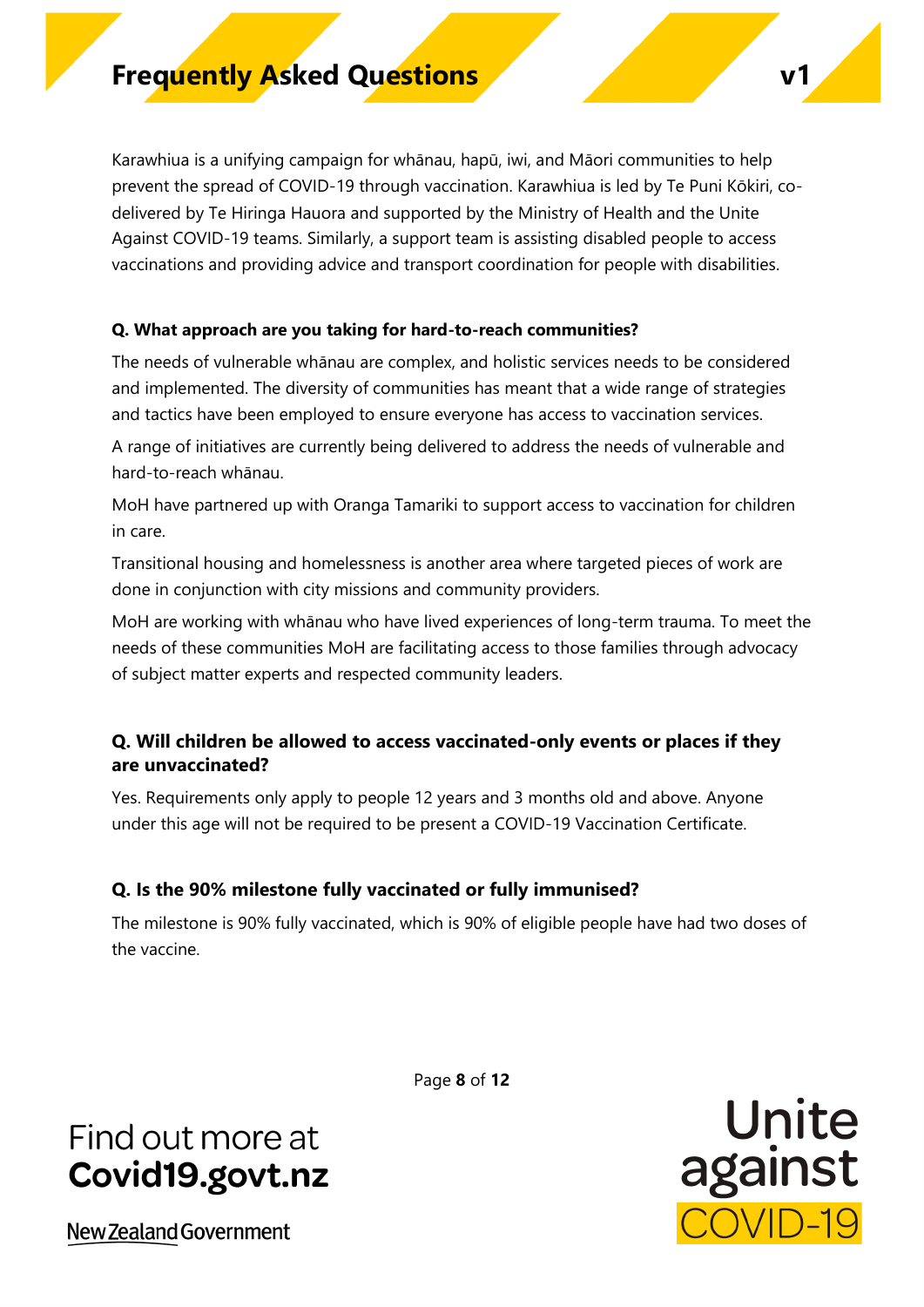Karawhiua is a unifying campaign for whānau, hapū, iwi, and Māori communities to help prevent the spread of COVID-19 through vaccination. Karawhiua is led by Te Puni Kōkiri, co-delivered by Te Hiringa Hauora and supported by the Ministry of Health and the Unite Against COVID-19 teams. Similarly, a support team is assisting disabled people to access vaccinations and providing advice and transport coordination for people with disabilities.

**Q. What approach are you taking for hard-to-reach communities?**

The needs of vulnerable whānau are complex, and holistic services needs to be considered and implemented. The diversity of communities has meant that a wide range of strategies and tactics have been employed to ensure everyone has access to vaccination services.

A range of initiatives are currently being delivered to address the needs of vulnerable and hard-to-reach whānau.

MoH have partnered up with Oranga Tamariki to support access to vaccination for children in care.

Transitional housing and homelessness is another area where targeted pieces of work are done in conjunction with city missions and community providers.

MoH are working with whānau who have lived experiences of long-term trauma. To meet the needs of these communities MoH are facilitating access to those families through advocacy of subject matter experts and respected community leaders.

**Q. Will children be allowed to access vaccinated-only events or places if they are unvaccinated?**

Yes. Requirements only apply to people 12 years and 3 months old and above. Anyone under this age will not be required to be present a COVID-19 Vaccination Certificate.

**Q. Is the 90% milestone fully vaccinated or fully immunised?**

The milestone is 90% fully vaccinated, which is 90% of eligible people have had two doses of the vaccine.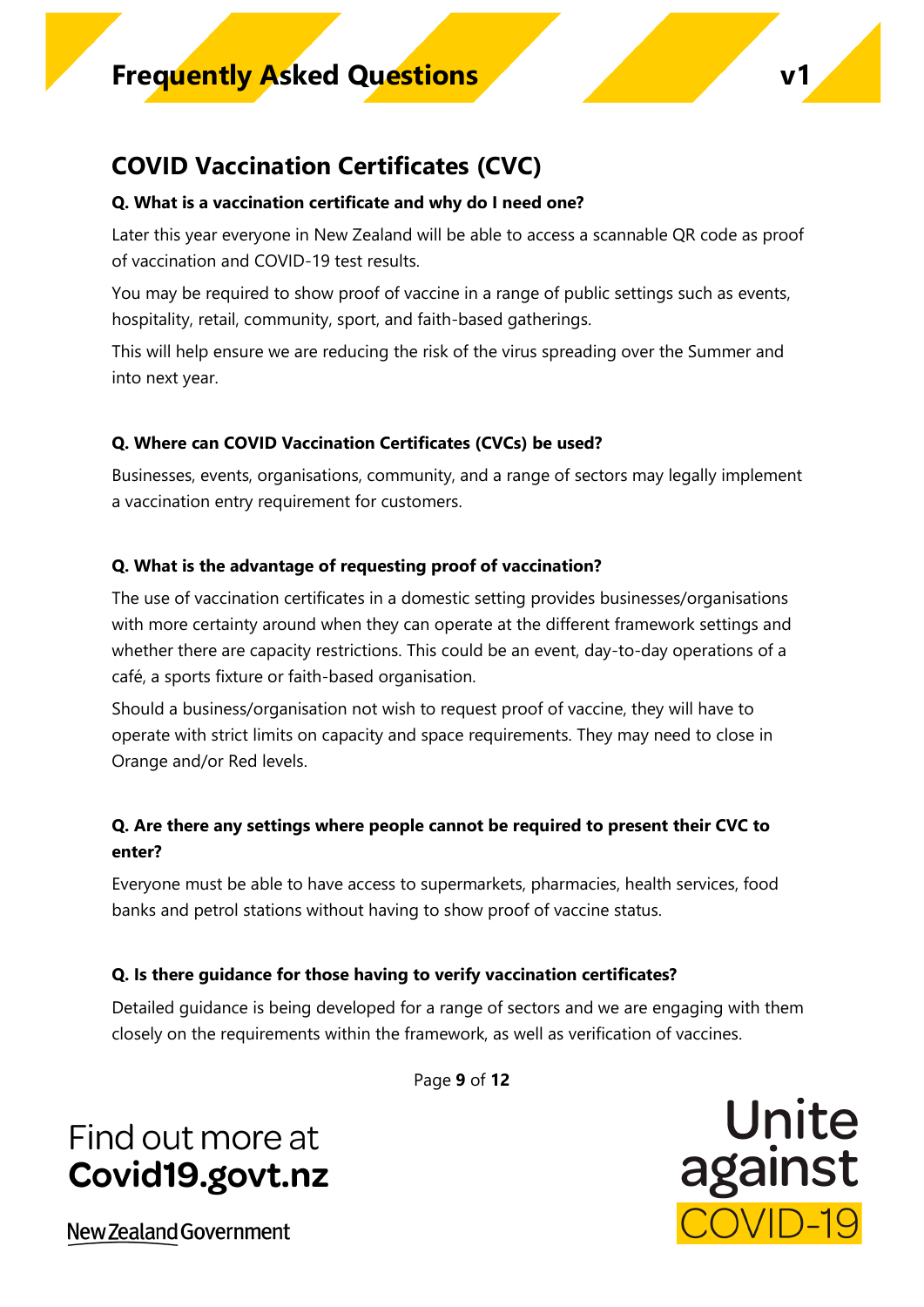## COVID Vaccination Certificates (CVC)

**Q. What is a vaccination certificate and why do I need one?**

Later this year everyone in New Zealand will be able to access a scannable QR code as proof of vaccination and COVID-19 test results.

You may be required to show proof of vaccine in a range of public settings such as events, hospitality, retail, community, sport, and faith-based gatherings.

This will help ensure we are reducing the risk of the virus spreading over the Summer and into next year.

**Q. Where can COVID Vaccination Certificates (CVCs) be used?**

Businesses, events, organisations, community, and a range of sectors may legally implement a vaccination entry requirement for customers.

**Q. What is the advantage of requesting proof of vaccination?**

The use of vaccination certificates in a domestic setting provides businesses/organisations with more certainty around when they can operate at the different framework settings and whether there are capacity restrictions. This could be an event, day-to-day operations of a café, a sports fixture or faith-based organisation.

Should a business/organisation not wish to request proof of vaccine, they will have to operate with strict limits on capacity and space requirements. They may need to close in Orange and/or Red levels.

**Q. Are there any settings where people cannot be required to present their CVC to enter?**

Everyone must be able to have access to supermarkets, pharmacies, health services, food banks and petrol stations without having to show proof of vaccine status.

**Q. Is there guidance for those having to verify vaccination certificates?**

Detailed guidance is being developed for a range of sectors and we are engaging with them closely on the requirements within the framework, as well as verification of vaccines.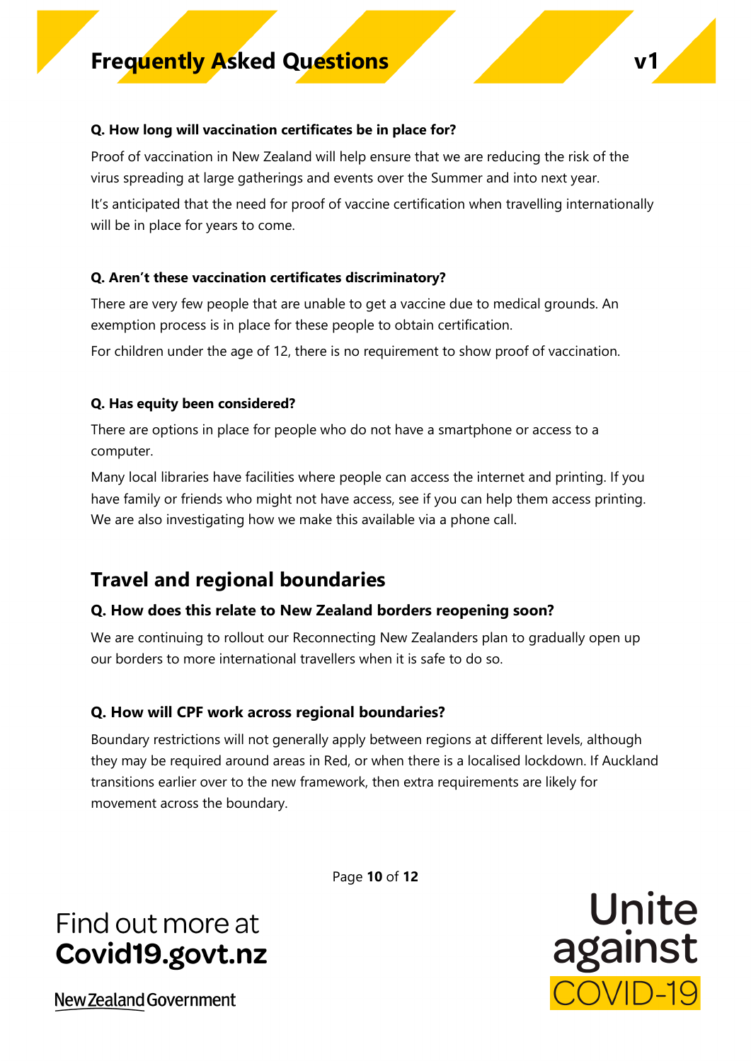**Q. How long will vaccination certificates be in place for?**

Proof of vaccination in New Zealand will help ensure that we are reducing the risk of the virus spreading at large gatherings and events over the Summer and into next year.

It's anticipated that the need for proof of vaccine certification when travelling internationally will be in place for years to come.

**Q. Aren't these vaccination certificates discriminatory?**

There are very few people that are unable to get a vaccine due to medical grounds. An exemption process is in place for these people to obtain certification.

For children under the age of 12, there is no requirement to show proof of vaccination.

**Q. Has equity been considered?**

There are options in place for people who do not have a smartphone or access to a computer.

Many local libraries have facilities where people can access the internet and printing. If you have family or friends who might not have access, see if you can help them access printing. We are also investigating how we make this available via a phone call.

## Travel and regional boundaries

**Q. How does this relate to New Zealand borders reopening soon?**

We are continuing to rollout our Reconnecting New Zealanders plan to gradually open up our borders to more international travellers when it is safe to do so.

**Q. How will CPF work across regional boundaries?**

Boundary restrictions will not generally apply between regions at different levels, although they may be required around areas in Red, or when there is a localised lockdown. If Auckland transitions earlier over to the new framework, then extra requirements are likely for movement across the boundary.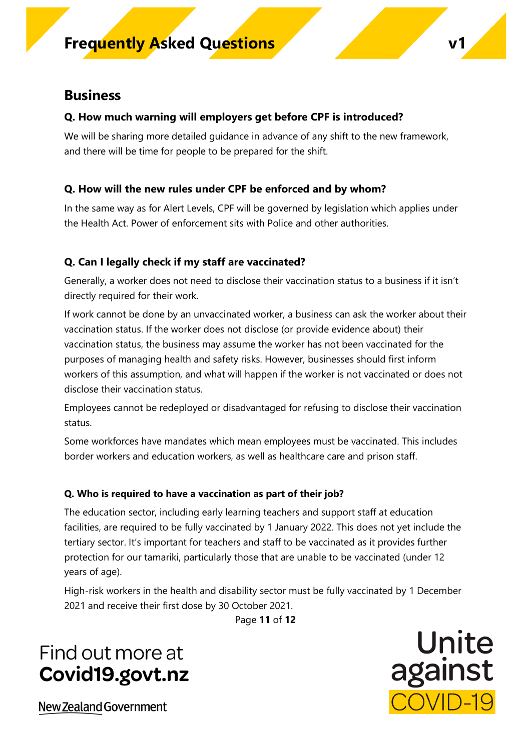## Business

### Q. How much warning will employers get before CPF is introduced?

We will be sharing more detailed guidance in advance of any shift to the new framework, and there will be time for people to be prepared for the shift.

### Q. How will the new rules under CPF be enforced and by whom?

In the same way as for Alert Levels, CPF will be governed by legislation which applies under the Health Act. Power of enforcement sits with Police and other authorities.

### Q. Can I legally check if my staff are vaccinated?

Generally, a worker does not need to disclose their vaccination status to a business if it isn't directly required for their work.

If work cannot be done by an unvaccinated worker, a business can ask the worker about their vaccination status. If the worker does not disclose (or provide evidence about) their vaccination status, the business may assume the worker has not been vaccinated for the purposes of managing health and safety risks. However, businesses should first inform workers of this assumption, and what will happen if the worker is not vaccinated or does not disclose their vaccination status.

Employees cannot be redeployed or disadvantaged for refusing to disclose their vaccination status.

Some workforces have mandates which mean employees must be vaccinated. This includes border workers and education workers, as well as healthcare care and prison staff.

### Q. Who is required to have a vaccination as part of their job?

The education sector, including early learning teachers and support staff at education facilities, are required to be fully vaccinated by 1 January 2022. This does not yet include the tertiary sector. It's important for teachers and staff to be vaccinated as it provides further protection for our tamariki, particularly those that are unable to be vaccinated (under 12 years of age).

High-risk workers in the health and disability sector must be fully vaccinated by 1 December 2021 and receive their first dose by 30 October 2021.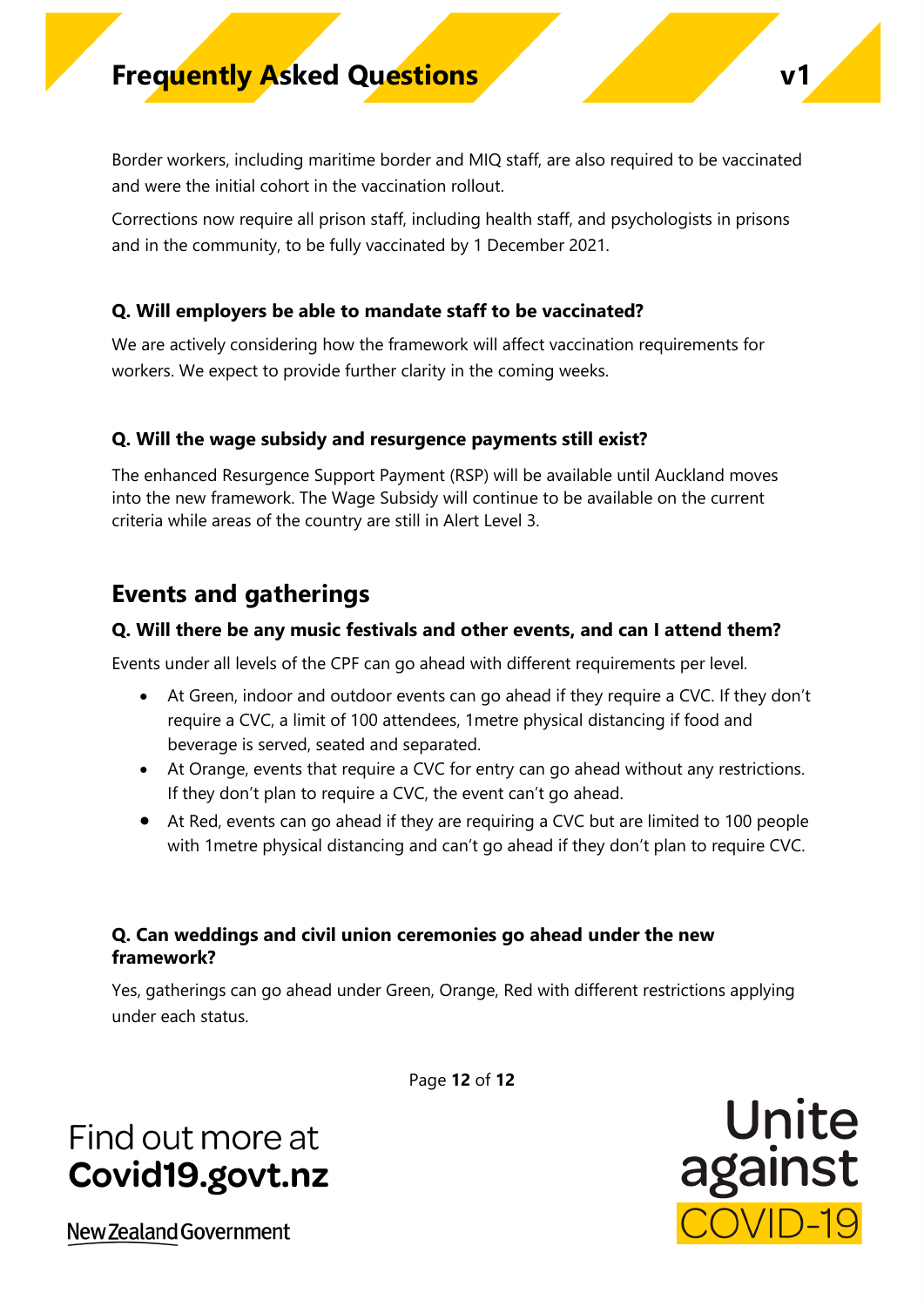Border workers, including maritime border and MIQ staff, are also required to be vaccinated and were the initial cohort in the vaccination rollout.

Corrections now require all prison staff, including health staff, and psychologists in prisons and in the community, to be fully vaccinated by 1 December 2021.

### Q. Will employers be able to mandate staff to be vaccinated?

We are actively considering how the framework will affect vaccination requirements for workers. We expect to provide further clarity in the coming weeks.

### Q. Will the wage subsidy and resurgence payments still exist?

The enhanced Resurgence Support Payment (RSP) will be available until Auckland moves into the new framework. The Wage Subsidy will continue to be available on the current criteria while areas of the country are still in Alert Level 3.

## Events and gatherings

### Q. Will there be any music festivals and other events, and can I attend them?

Events under all levels of the CPF can go ahead with different requirements per level.

- At Green, indoor and outdoor events can go ahead if they require a CVC. If they don't require a CVC, a limit of 100 attendees, 1metre physical distancing if food and beverage is served, seated and separated.
- At Orange, events that require a CVC for entry can go ahead without any restrictions. If they don't plan to require a CVC, the event can't go ahead.
- At Red, events can go ahead if they are requiring a CVC but are limited to 100 people with 1metre physical distancing and can't go ahead if they don't plan to require CVC.

### Q. Can weddings and civil union ceremonies go ahead under the new framework?

Yes, gatherings can go ahead under Green, Orange, Red with different restrictions applying under each status.